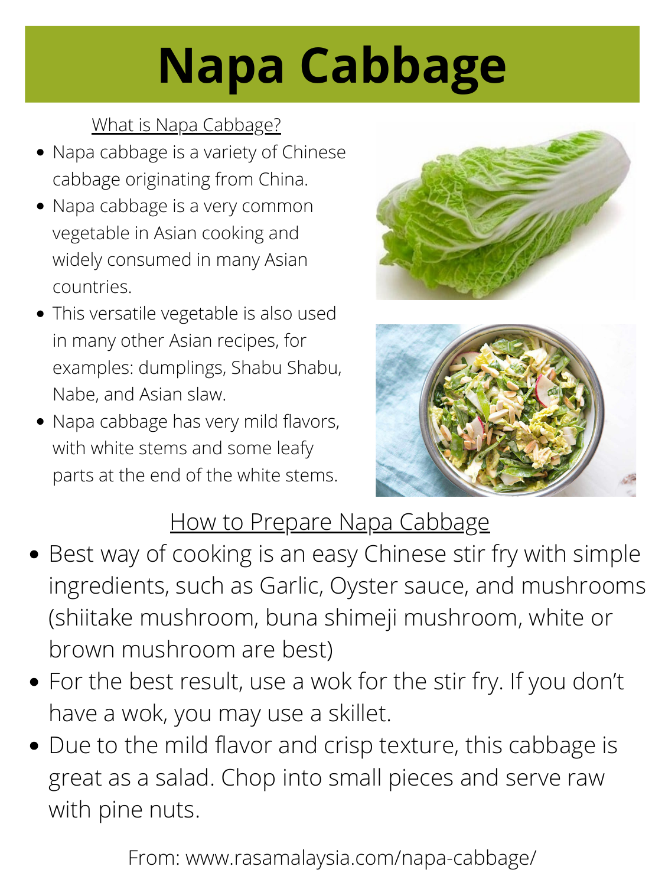# Napa Cabbage

## What is Napa Cabbage?

- Napa cabbage is a variety of Chinese cabbage originating from China.
- Napa cabbage is a very common vegetable in Asian cooking and widely consumed in many Asian countries.
- This versatile vegetable is also used in many other Asian recipes, for examples: dumplings, Shabu Shabu, Nabe, and Asian slaw.
- Napa cabbage has very mild flavors, with white stems and some leafy parts at the end of the white stems.

## How to Prepare Napa Cabbage

- Best way of cooking is an easy Chinese stir fry with simple ingredients, such as Garlic, Oyster sauce, and mushrooms (shiitake mushroom, buna shimeji mushroom, white or brown mushroom are best)
- For the best result, use a wok for the stir fry. If you don't have a wok, you may use a skillet.
- Due to the mild flavor and crisp texture, this cabbage is great as a salad. Chop into small pieces and serve raw with pine nuts.

From: www.rasamalaysia.com/napa-cabbage/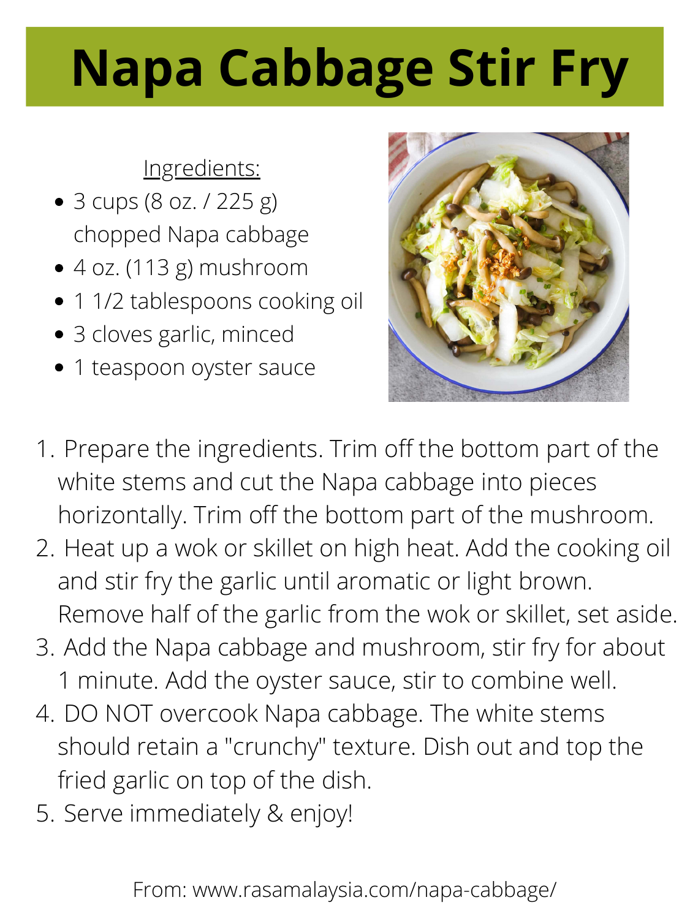# Napa Cabbage Stir Fry

Ingredients:

- 3 cups (8 oz. / 225 g) chopped Napa cabbage
- 4 oz. (113 g) mushroom
- 1 1/2 tablespoons cooking oil
- 3 cloves garlic, minced
- 1 teaspoon oyster sauce

1. Prepare the ingredients. Trim off the bottom part of the white stems and cut the Napa cabbage into pieces horizontally. Trim off the bottom part of the mushroom.
2. Heat up a wok or skillet on high heat. Add the cooking oil and stir fry the garlic until aromatic or light brown. Remove half of the garlic from the wok or skillet, set aside.
3. Add the Napa cabbage and mushroom, stir fry for about 1 minute. Add the oyster sauce, stir to combine well.
4. DO NOT overcook Napa cabbage. The white stems should retain a "crunchy" texture. Dish out and top the fried garlic on top of the dish.
5. Serve immediately & enjoy!

From: www.rasamalaysia.com/napa-cabbage/